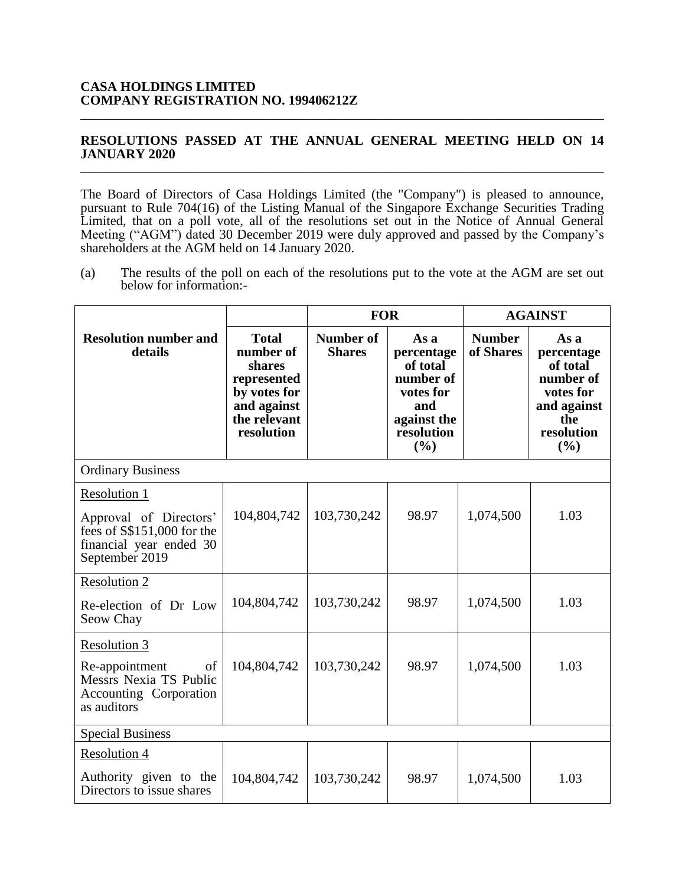**CASA HOLDINGS LIMITED**
**COMPANY REGISTRATION NO. 199406212Z**

## RESOLUTIONS PASSED AT THE ANNUAL GENERAL MEETING HELD ON 14 JANUARY 2020

The Board of Directors of Casa Holdings Limited (the "Company") is pleased to announce, pursuant to Rule 704(16) of the Listing Manual of the Singapore Exchange Securities Trading Limited, that on a poll vote, all of the resolutions set out in the Notice of Annual General Meeting ("AGM") dated 30 December 2019 were duly approved and passed by the Company's shareholders at the AGM held on 14 January 2020.

(a) The results of the poll on each of the resolutions put to the vote at the AGM are set out below for information:-

| Resolution number and details | Total number of shares represented by votes for and against the relevant resolution | FOR | | AGAINST | |
|---|---|---|---|---|---|
| | | Number of Shares | As a percentage of total number of votes for and against the resolution (%) | Number of Shares | As a percentage of total number of votes for and against the resolution (%) |
| Ordinary Business | | | | | |
| Resolution 1<br>Approval of Directors' fees of S$151,000 for the financial year ended 30 September 2019 | 104,804,742 | 103,730,242 | 98.97 | 1,074,500 | 1.03 |
| Resolution 2<br>Re-election of Dr Low Seow Chay | 104,804,742 | 103,730,242 | 98.97 | 1,074,500 | 1.03 |
| Resolution 3<br>Re-appointment of Messrs Nexia TS Public Accounting Corporation as auditors | 104,804,742 | 103,730,242 | 98.97 | 1,074,500 | 1.03 |
| Special Business | | | | | |
| Resolution 4<br>Authority given to the Directors to issue shares | 104,804,742 | 103,730,242 | 98.97 | 1,074,500 | 1.03 |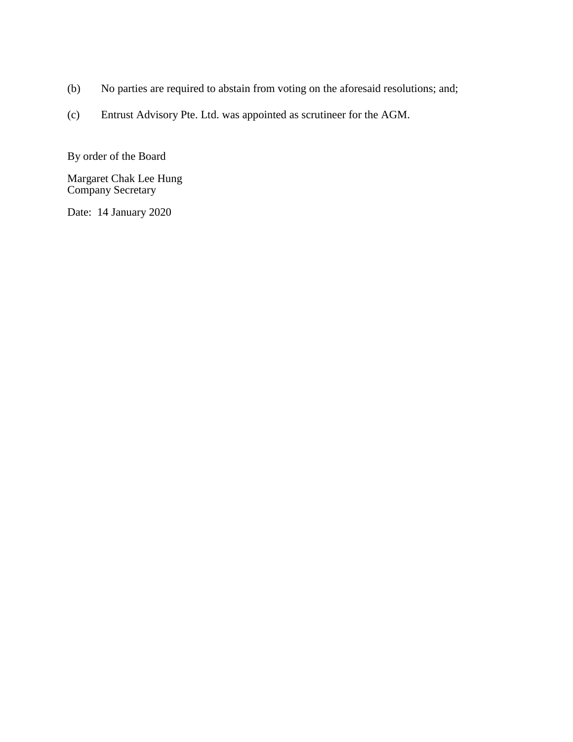(b) No parties are required to abstain from voting on the aforesaid resolutions; and;

(c) Entrust Advisory Pte. Ltd. was appointed as scrutineer for the AGM.

By order of the Board

Margaret Chak Lee Hung
Company Secretary

Date: 14 January 2020